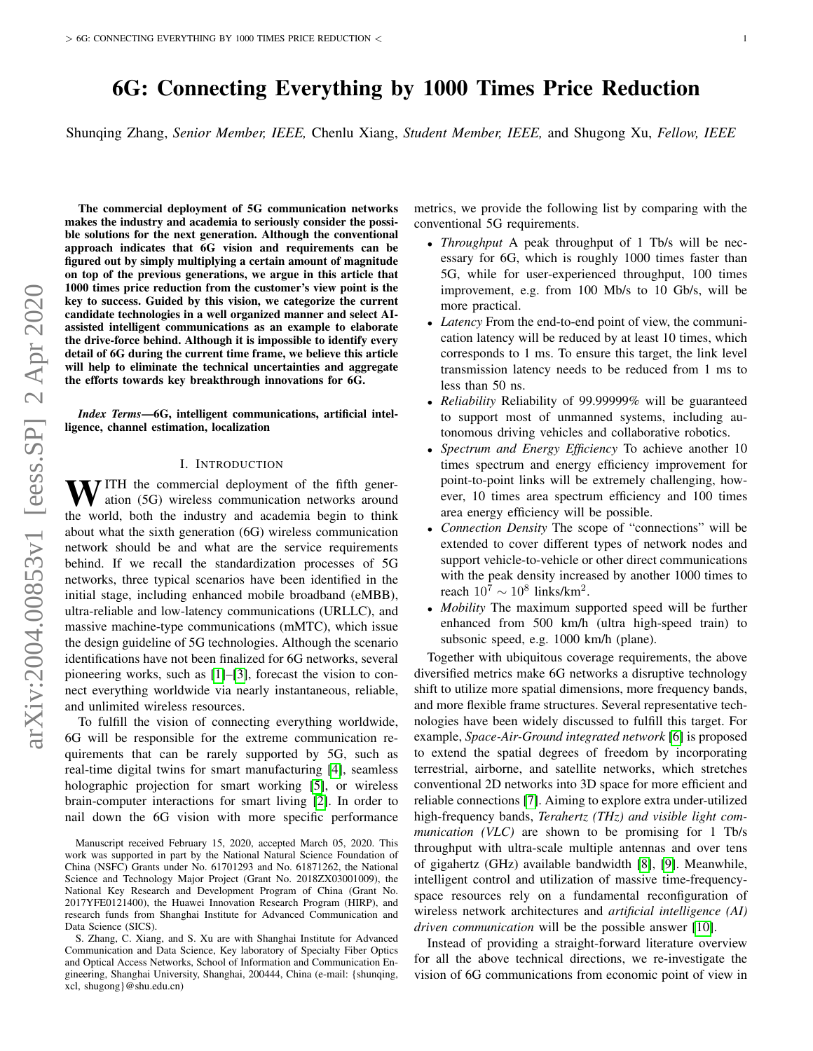# 6G: Connecting Everything by 1000 Times Price Reduction

Shunqing Zhang, *Senior Member, IEEE,* Chenlu Xiang, *Student Member, IEEE,* and Shugong Xu, *Fellow, IEEE*

**The commercial deployment of 5G communication networks makes the industry and academia to seriously consider the possible solutions for the next generation. Although the conventional approach indicates that 6G vision and requirements can be figured out by simply multiplying a certain amount of magnitude on top of the previous generations, we argue in this article that 1000 times price reduction from the customer's view point is the key to success. Guided by this vision, we categorize the current candidate technologies in a well organized manner and select AI-assisted intelligent communications as an example to elaborate the drive-force behind. Although it is impossible to identify every detail of 6G during the current time frame, we believe this article will help to eliminate the technical uncertainties and aggregate the efforts towards key breakthrough innovations for 6G.**

***Index Terms*—6G, intelligent communications, artificial intelligence, channel estimation, localization**

## I. Introduction

With the commercial deployment of the fifth generation (5G) wireless communication networks around the world, both the industry and academia begin to think about what the sixth generation (6G) wireless communication network should be and what are the service requirements behind. If we recall the standardization processes of 5G networks, three typical scenarios have been identified in the initial stage, including enhanced mobile broadband (eMBB), ultra-reliable and low-latency communications (URLLC), and massive machine-type communications (mMTC), which issue the design guideline of 5G technologies. Although the scenario identifications have not been finalized for 6G networks, several pioneering works, such as [1]–[3], forecast the vision to connect everything worldwide via nearly instantaneous, reliable, and unlimited wireless resources.

To fulfill the vision of connecting everything worldwide, 6G will be responsible for the extreme communication requirements that can be rarely supported by 5G, such as real-time digital twins for smart manufacturing [4], seamless holographic projection for smart working [5], or wireless brain-computer interactions for smart living [2]. In order to nail down the 6G vision with more specific performance metrics, we provide the following list by comparing with the conventional 5G requirements.

- *Throughput* A peak throughput of 1 Tb/s will be necessary for 6G, which is roughly 1000 times faster than 5G, while for user-experienced throughput, 100 times improvement, e.g. from 100 Mb/s to 10 Gb/s, will be more practical.
- *Latency* From the end-to-end point of view, the communication latency will be reduced by at least 10 times, which corresponds to 1 ms. To ensure this target, the link level transmission latency needs to be reduced from 1 ms to less than 50 ns.
- *Reliability* Reliability of 99.99999% will be guaranteed to support most of unmanned systems, including autonomous driving vehicles and collaborative robotics.
- *Spectrum and Energy Efficiency* To achieve another 10 times spectrum and energy efficiency improvement for point-to-point links will be extremely challenging, however, 10 times area spectrum efficiency and 100 times area energy efficiency will be possible.
- *Connection Density* The scope of "connections" will be extended to cover different types of network nodes and support vehicle-to-vehicle or other direct communications with the peak density increased by another 1000 times to reach $10^7 \sim 10^8$ links/km$^2$.
- *Mobility* The maximum supported speed will be further enhanced from 500 km/h (ultra high-speed train) to subsonic speed, e.g. 1000 km/h (plane).

Together with ubiquitous coverage requirements, the above diversified metrics make 6G networks a disruptive technology shift to utilize more spatial dimensions, more frequency bands, and more flexible frame structures. Several representative technologies have been widely discussed to fulfill this target. For example, *Space-Air-Ground integrated network* [6] is proposed to extend the spatial degrees of freedom by incorporating terrestrial, airborne, and satellite networks, which stretches conventional 2D networks into 3D space for more efficient and reliable connections [7]. Aiming to explore extra under-utilized high-frequency bands, *Terahertz (THz) and visible light communication (VLC)* are shown to be promising for 1 Tb/s throughput with ultra-scale multiple antennas and over tens of gigahertz (GHz) available bandwidth [8], [9]. Meanwhile, intelligent control and utilization of massive time-frequency-space resources rely on a fundamental reconfiguration of wireless network architectures and *artificial intelligence (AI) driven communication* will be the possible answer [10].

Instead of providing a straight-forward literature overview for all the above technical directions, we re-investigate the vision of 6G communications from economic point of view in

Manuscript received February 15, 2020, accepted March 05, 2020. This work was supported in part by the National Natural Science Foundation of China (NSFC) Grants under No. 61701293 and No. 61871262, the National Science and Technology Major Project (Grant No. 2018ZX03001009), the National Key Research and Development Program of China (Grant No. 2017YFE0121400), the Huawei Innovation Research Program (HIRP), and research funds from Shanghai Institute for Advanced Communication and Data Science (SICS).

S. Zhang, C. Xiang, and S. Xu are with Shanghai Institute for Advanced Communication and Data Science, Key laboratory of Specialty Fiber Optics and Optical Access Networks, School of Information and Communication Engineering, Shanghai University, Shanghai, 200444, China (e-mail: {shunqing, xcl, shugong}@shu.edu.cn)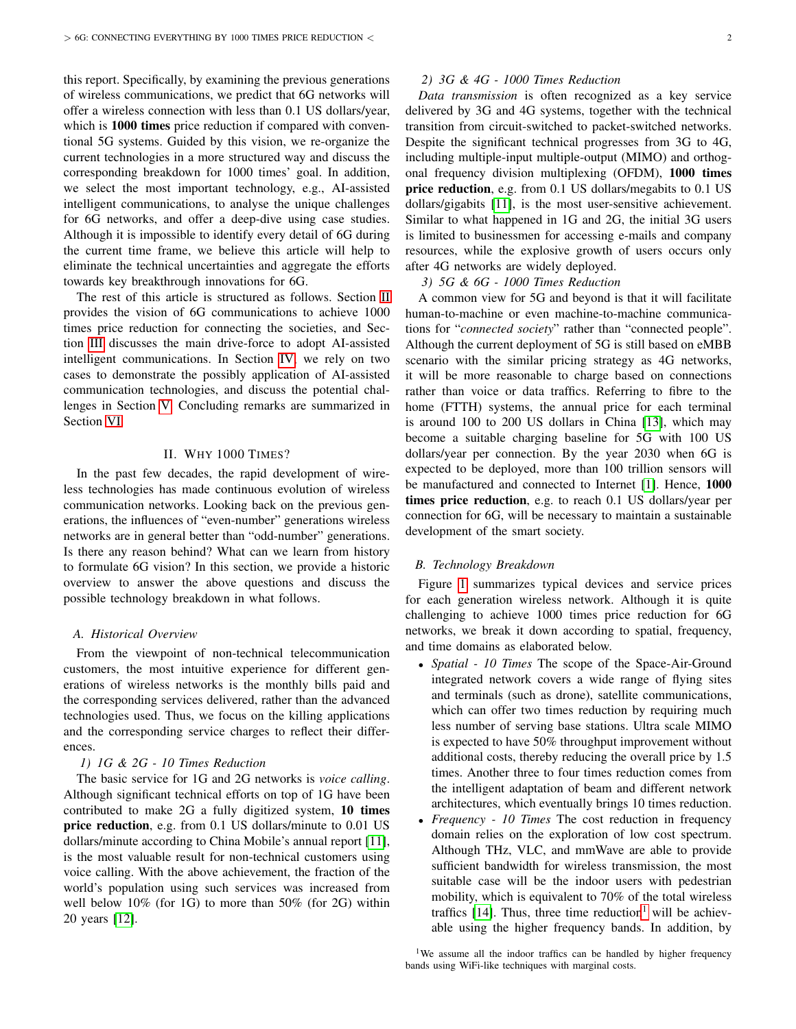this report. Specifically, by examining the previous generations of wireless communications, we predict that 6G networks will offer a wireless connection with less than 0.1 US dollars/year, which is **1000 times** price reduction if compared with conventional 5G systems. Guided by this vision, we re-organize the current technologies in a more structured way and discuss the corresponding breakdown for 1000 times' goal. In addition, we select the most important technology, e.g., AI-assisted intelligent communications, to analyse the unique challenges for 6G networks, and offer a deep-dive using case studies. Although it is impossible to identify every detail of 6G during the current time frame, we believe this article will help to eliminate the technical uncertainties and aggregate the efforts towards key breakthrough innovations for 6G.

The rest of this article is structured as follows. Section II provides the vision of 6G communications to achieve 1000 times price reduction for connecting the societies, and Section III discusses the main drive-force to adopt AI-assisted intelligent communications. In Section IV, we rely on two cases to demonstrate the possibly application of AI-assisted communication technologies, and discuss the potential challenges in Section V. Concluding remarks are summarized in Section VI.

## II. Why 1000 Times?

In the past few decades, the rapid development of wireless technologies has made continuous evolution of wireless communication networks. Looking back on the previous generations, the influences of "even-number" generations wireless networks are in general better than "odd-number" generations. Is there any reason behind? What can we learn from history to formulate 6G vision? In this section, we provide a historic overview to answer the above questions and discuss the possible technology breakdown in what follows.

### A. Historical Overview

From the viewpoint of non-technical telecommunication customers, the most intuitive experience for different generations of wireless networks is the monthly bills paid and the corresponding services delivered, rather than the advanced technologies used. Thus, we focus on the killing applications and the corresponding service charges to reflect their differences.

#### 1) 1G & 2G - 10 Times Reduction

The basic service for 1G and 2G networks is *voice calling*. Although significant technical efforts on top of 1G have been contributed to make 2G a fully digitized system, **10 times price reduction**, e.g. from 0.1 US dollars/minute to 0.01 US dollars/minute according to China Mobile's annual report [11], is the most valuable result for non-technical customers using voice calling. With the above achievement, the fraction of the world's population using such services was increased from well below 10% (for 1G) to more than 50% (for 2G) within 20 years [12].

#### 2) 3G & 4G - 1000 Times Reduction

*Data transmission* is often recognized as a key service delivered by 3G and 4G systems, together with the technical transition from circuit-switched to packet-switched networks. Despite the significant technical progresses from 3G to 4G, including multiple-input multiple-output (MIMO) and orthogonal frequency division multiplexing (OFDM), **1000 times price reduction**, e.g. from 0.1 US dollars/megabits to 0.1 US dollars/gigabits [11], is the most user-sensitive achievement. Similar to what happened in 1G and 2G, the initial 3G users is limited to businessmen for accessing e-mails and company resources, while the explosive growth of users occurs only after 4G networks are widely deployed.

#### 3) 5G & 6G - 1000 Times Reduction

A common view for 5G and beyond is that it will facilitate human-to-machine or even machine-to-machine communications for "*connected society*" rather than "connected people". Although the current deployment of 5G is still based on eMBB scenario with the similar pricing strategy as 4G networks, it will be more reasonable to charge based on connections rather than voice or data traffics. Referring to fibre to the home (FTTH) systems, the annual price for each terminal is around 100 to 200 US dollars in China [13], which may become a suitable charging baseline for 5G with 100 US dollars/year per connection. By the year 2030 when 6G is expected to be deployed, more than 100 trillion sensors will be manufactured and connected to Internet [1]. Hence, **1000 times price reduction**, e.g. to reach 0.1 US dollars/year per connection for 6G, will be necessary to maintain a sustainable development of the smart society.

### B. Technology Breakdown

Figure 1 summarizes typical devices and service prices for each generation wireless network. Although it is quite challenging to achieve 1000 times price reduction for 6G networks, we break it down according to spatial, frequency, and time domains as elaborated below.

- *Spatial - 10 Times* The scope of the Space-Air-Ground integrated network covers a wide range of flying sites and terminals (such as drone), satellite communications, which can offer two times reduction by requiring much less number of serving base stations. Ultra scale MIMO is expected to have 50% throughput improvement without additional costs, thereby reducing the overall price by 1.5 times. Another three to four times reduction comes from the intelligent adaptation of beam and different network architectures, which eventually brings 10 times reduction.
- *Frequency - 10 Times* The cost reduction in frequency domain relies on the exploration of low cost spectrum. Although THz, VLC, and mmWave are able to provide sufficient bandwidth for wireless transmission, the most suitable case will be the indoor users with pedestrian mobility, which is equivalent to 70% of the total wireless traffics [14]. Thus, three time reduction[1] will be achievable using the higher frequency bands. In addition, by

[1]We assume all the indoor traffics can be handled by higher frequency bands using WiFi-like techniques with marginal costs.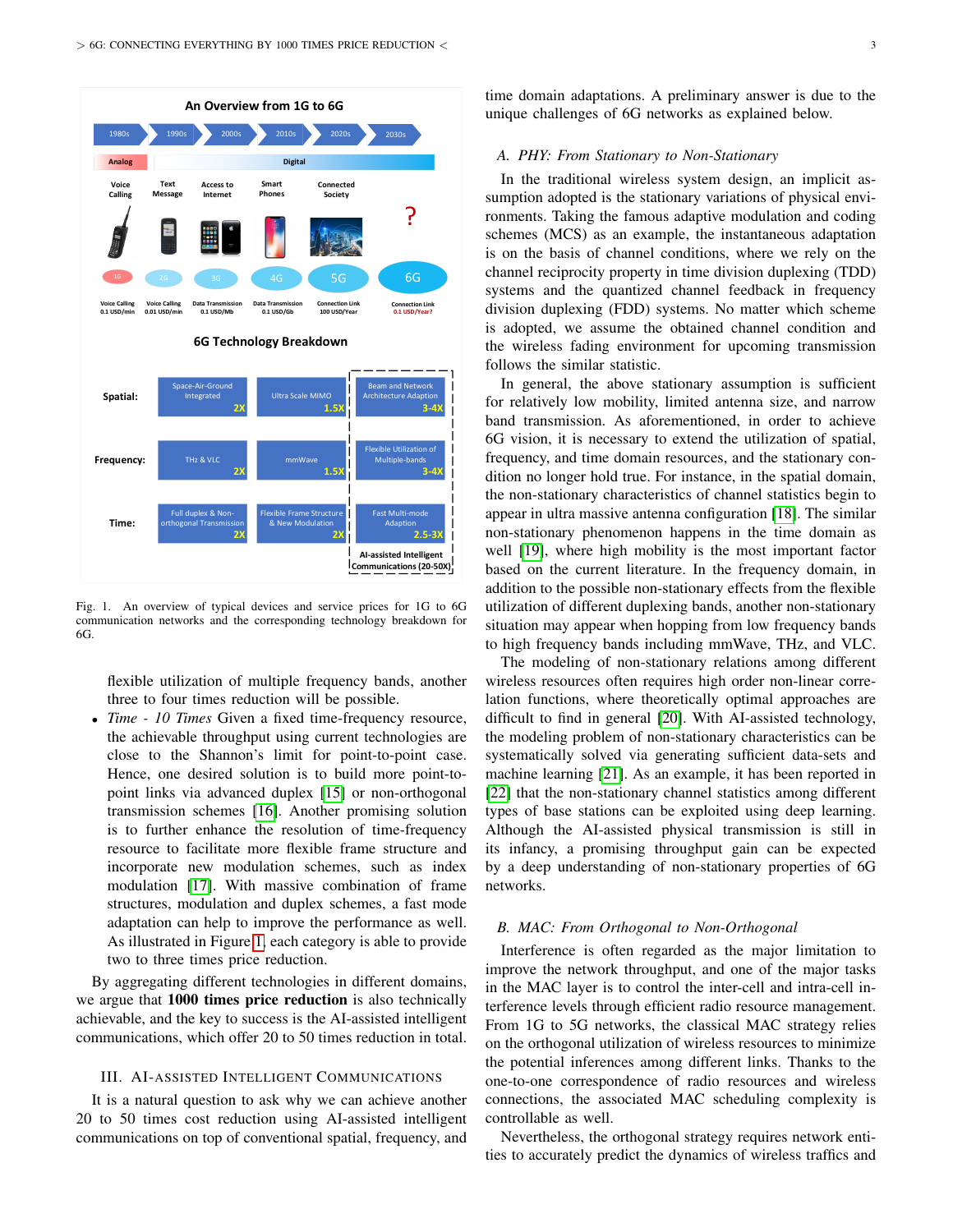Fig. 1. An overview of typical devices and service prices for 1G to 6G communication networks and the corresponding technology breakdown for 6G.

flexible utilization of multiple frequency bands, another three to four times reduction will be possible.

- *Time - 10 Times* Given a fixed time-frequency resource, the achievable throughput using current technologies are close to the Shannon's limit for point-to-point case. Hence, one desired solution is to build more point-to-point links via advanced duplex [15] or non-orthogonal transmission schemes [16]. Another promising solution is to further enhance the resolution of time-frequency resource to facilitate more flexible frame structure and incorporate new modulation schemes, such as index modulation [17]. With massive combination of frame structures, modulation and duplex schemes, a fast mode adaptation can help to improve the performance as well. As illustrated in Figure 1, each category is able to provide two to three times price reduction.

By aggregating different technologies in different domains, we argue that **1000 times price reduction** is also technically achievable, and the key to success is the AI-assisted intelligent communications, which offer 20 to 50 times reduction in total.

## III. AI-Assisted Intelligent Communications

It is a natural question to ask why we can achieve another 20 to 50 times cost reduction using AI-assisted intelligent communications on top of conventional spatial, frequency, and time domain adaptations. A preliminary answer is due to the unique challenges of 6G networks as explained below.

### A. PHY: From Stationary to Non-Stationary

In the traditional wireless system design, an implicit assumption adopted is the stationary variations of physical environments. Taking the famous adaptive modulation and coding schemes (MCS) as an example, the instantaneous adaptation is on the basis of channel conditions, where we rely on the channel reciprocity property in time division duplexing (TDD) systems and the quantized channel feedback in frequency division duplexing (FDD) systems. No matter which scheme is adopted, we assume the obtained channel condition and the wireless fading environment for upcoming transmission follows the similar statistic.

In general, the above stationary assumption is sufficient for relatively low mobility, limited antenna size, and narrow band transmission. As aforementioned, in order to achieve 6G vision, it is necessary to extend the utilization of spatial, frequency, and time domain resources, and the stationary condition no longer hold true. For instance, in the spatial domain, the non-stationary characteristics of channel statistics begin to appear in ultra massive antenna configuration [18]. The similar non-stationary phenomenon happens in the time domain as well [19], where high mobility is the most important factor based on the current literature. In the frequency domain, in addition to the possible non-stationary effects from the flexible utilization of different duplexing bands, another non-stationary situation may appear when hopping from low frequency bands to high frequency bands including mmWave, THz, and VLC.

The modeling of non-stationary relations among different wireless resources often requires high order non-linear correlation functions, where theoretically optimal approaches are difficult to find in general [20]. With AI-assisted technology, the modeling problem of non-stationary characteristics can be systematically solved via generating sufficient data-sets and machine learning [21]. As an example, it has been reported in [22] that the non-stationary channel statistics among different types of base stations can be exploited using deep learning. Although the AI-assisted physical transmission is still in its infancy, a promising throughput gain can be expected by a deep understanding of non-stationary properties of 6G networks.

### B. MAC: From Orthogonal to Non-Orthogonal

Interference is often regarded as the major limitation to improve the network throughput, and one of the major tasks in the MAC layer is to control the inter-cell and intra-cell interference levels through efficient radio resource management. From 1G to 5G networks, the classical MAC strategy relies on the orthogonal utilization of wireless resources to minimize the potential inferences among different links. Thanks to the one-to-one correspondence of radio resources and wireless connections, the associated MAC scheduling complexity is controllable as well.

Nevertheless, the orthogonal strategy requires network entities to accurately predict the dynamics of wireless traffics and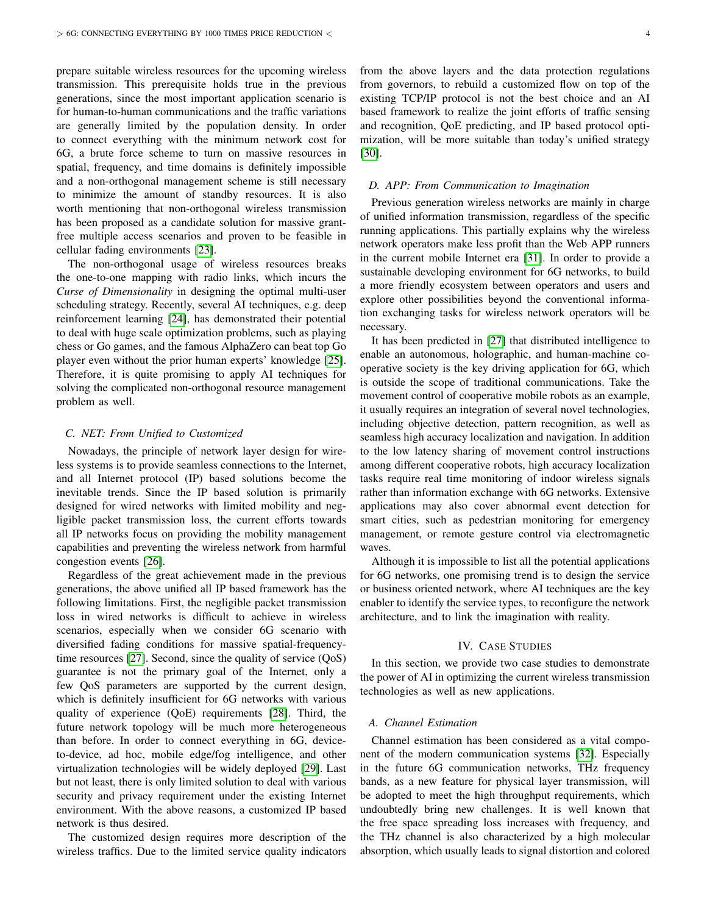prepare suitable wireless resources for the upcoming wireless transmission. This prerequisite holds true in the previous generations, since the most important application scenario is for human-to-human communications and the traffic variations are generally limited by the population density. In order to connect everything with the minimum network cost for 6G, a brute force scheme to turn on massive resources in spatial, frequency, and time domains is definitely impossible and a non-orthogonal management scheme is still necessary to minimize the amount of standby resources. It is also worth mentioning that non-orthogonal wireless transmission has been proposed as a candidate solution for massive grant-free multiple access scenarios and proven to be feasible in cellular fading environments [23].

The non-orthogonal usage of wireless resources breaks the one-to-one mapping with radio links, which incurs the *Curse of Dimensionality* in designing the optimal multi-user scheduling strategy. Recently, several AI techniques, e.g. deep reinforcement learning [24], has demonstrated their potential to deal with huge scale optimization problems, such as playing chess or Go games, and the famous AlphaZero can beat top Go player even without the prior human experts' knowledge [25]. Therefore, it is quite promising to apply AI techniques for solving the complicated non-orthogonal resource management problem as well.

### C. NET: From Unified to Customized

Nowadays, the principle of network layer design for wireless systems is to provide seamless connections to the Internet, and all Internet protocol (IP) based solutions become the inevitable trends. Since the IP based solution is primarily designed for wired networks with limited mobility and negligible packet transmission loss, the current efforts towards all IP networks focus on providing the mobility management capabilities and preventing the wireless network from harmful congestion events [26].

Regardless of the great achievement made in the previous generations, the above unified all IP based framework has the following limitations. First, the negligible packet transmission loss in wired networks is difficult to achieve in wireless scenarios, especially when we consider 6G scenario with diversified fading conditions for massive spatial-frequency-time resources [27]. Second, since the quality of service (QoS) guarantee is not the primary goal of the Internet, only a few QoS parameters are supported by the current design, which is definitely insufficient for 6G networks with various quality of experience (QoE) requirements [28]. Third, the future network topology will be much more heterogeneous than before. In order to connect everything in 6G, device-to-device, ad hoc, mobile edge/fog intelligence, and other virtualization technologies will be widely deployed [29]. Last but not least, there is only limited solution to deal with various security and privacy requirement under the existing Internet environment. With the above reasons, a customized IP based network is thus desired.

The customized design requires more description of the wireless traffics. Due to the limited service quality indicators from the above layers and the data protection regulations from governors, to rebuild a customized flow on top of the existing TCP/IP protocol is not the best choice and an AI based framework to realize the joint efforts of traffic sensing and recognition, QoE predicting, and IP based protocol optimization, will be more suitable than today's unified strategy [30].

### D. APP: From Communication to Imagination

Previous generation wireless networks are mainly in charge of unified information transmission, regardless of the specific running applications. This partially explains why the wireless network operators make less profit than the Web APP runners in the current mobile Internet era [31]. In order to provide a sustainable developing environment for 6G networks, to build a more friendly ecosystem between operators and users and explore other possibilities beyond the conventional information exchanging tasks for wireless network operators will be necessary.

It has been predicted in [27] that distributed intelligence to enable an autonomous, holographic, and human-machine co-operative society is the key driving application for 6G, which is outside the scope of traditional communications. Take the movement control of cooperative mobile robots as an example, it usually requires an integration of several novel technologies, including objective detection, pattern recognition, as well as seamless high accuracy localization and navigation. In addition to the low latency sharing of movement control instructions among different cooperative robots, high accuracy localization tasks require real time monitoring of indoor wireless signals rather than information exchange with 6G networks. Extensive applications may also cover abnormal event detection for smart cities, such as pedestrian monitoring for emergency management, or remote gesture control via electromagnetic waves.

Although it is impossible to list all the potential applications for 6G networks, one promising trend is to design the service or business oriented network, where AI techniques are the key enabler to identify the service types, to reconfigure the network architecture, and to link the imagination with reality.

## IV. Case Studies

In this section, we provide two case studies to demonstrate the power of AI in optimizing the current wireless transmission technologies as well as new applications.

### A. Channel Estimation

Channel estimation has been considered as a vital component of the modern communication systems [32]. Especially in the future 6G communication networks, THz frequency bands, as a new feature for physical layer transmission, will be adopted to meet the high throughput requirements, which undoubtedly bring new challenges. It is well known that the free space spreading loss increases with frequency, and the THz channel is also characterized by a high molecular absorption, which usually leads to signal distortion and colored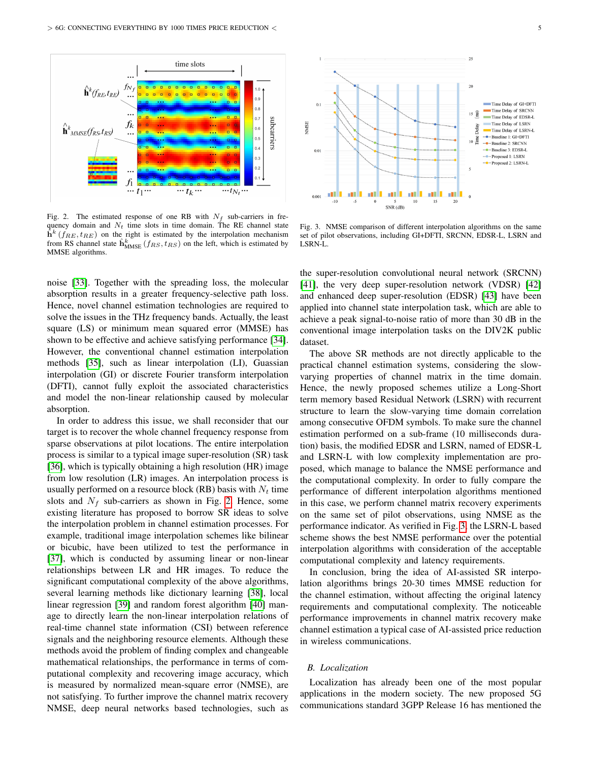Fig. 2. The estimated response of one RB with $N_f$ sub-carriers in frequency domain and $N_t$ time slots in time domain. The RE channel state $\mathbf{h}^k(f_{RE}, t_{RE})$ on the right is estimated by the interpolation mechanism from RS channel state $\hat{\mathbf{h}}^k_{\mathrm{MMSE}}(f_{RS}, t_{RS})$ on the left, which is estimated by MMSE algorithms.

Fig. 3. NMSE comparison of different interpolation algorithms on the same set of pilot observations, including GI+DFTI, SRCNN, EDSR-L, LSRN and LSRN-L.

noise [33]. Together with the spreading loss, the molecular absorption results in a greater frequency-selective path loss. Hence, novel channel estimation technologies are required to solve the issues in the THz frequency bands. Actually, the least square (LS) or minimum mean squared error (MMSE) has shown to be effective and achieve satisfying performance [34]. However, the conventional channel estimation interpolation methods [35], such as linear interpolation (LI), Guassian interpolation (GI) or discrete Fourier transform interpolation (DFTI), cannot fully exploit the associated characteristics and model the non-linear relationship caused by molecular absorption.

In order to address this issue, we shall reconsider that our target is to recover the whole channel frequency response from sparse observations at pilot locations. The entire interpolation process is similar to a typical image super-resolution (SR) task [36], which is typically obtaining a high resolution (HR) image from low resolution (LR) images. An interpolation process is usually performed on a resource block (RB) basis with $N_t$ time slots and $N_f$ sub-carriers as shown in Fig. 2. Hence, some existing literature has proposed to borrow SR ideas to solve the interpolation problem in channel estimation processes. For example, traditional image interpolation schemes like bilinear or bicubic, have been utilized to test the performance in [37], which is conducted by assuming linear or non-linear relationships between LR and HR images. To reduce the significant computational complexity of the above algorithms, several learning methods like dictionary learning [38], local linear regression [39] and random forest algorithm [40] manage to directly learn the non-linear interpolation relations of real-time channel state information (CSI) between reference signals and the neighboring resource elements. Although these methods avoid the problem of finding complex and changeable mathematical relationships, the performance in terms of computational complexity and recovering image accuracy, which is measured by normalized mean-square error (NMSE), are not satisfying. To further improve the channel matrix recovery NMSE, deep neural networks based technologies, such as the super-resolution convolutional neural network (SRCNN) [41], the very deep super-resolution network (VDSR) [42] and enhanced deep super-resolution (EDSR) [43] have been applied into channel state interpolation task, which are able to achieve a peak signal-to-noise ratio of more than 30 dB in the conventional channel image interpolation tasks on the DIV2K public dataset.

The above SR methods are not directly applicable to the practical channel estimation systems, considering the slow-varying properties of channel matrix in the time domain. Hence, the newly proposed schemes utilize a Long-Short term memory based Residual Network (LSRN) with recurrent structure to learn the slow-varying time domain correlation among consecutive OFDM symbols. To make sure the channel estimation performed on a sub-frame (10 milliseconds duration) basis, the modified EDSR and LSRN, named of EDSR-L and LSRN-L with low complexity implementation are proposed, which manage to balance the NMSE performance and the computational complexity. In order to fully compare the performance of different interpolation algorithms mentioned in this case, we perform channel matrix recovery experiments on the same set of pilot observations, using NMSE as the performance indicator. As verified in Fig. 3, the LSRN-L based scheme shows the best NMSE performance over the potential interpolation algorithms with consideration of the acceptable computational complexity and latency requirements.

In conclusion, bring the idea of AI-assisted SR interpolation algorithms brings 20-30 times MMSE reduction for the channel estimation, without affecting the original latency requirements and computational complexity. The noticeable performance improvements in channel matrix recovery make channel estimation a typical case of AI-assisted price reduction in wireless communications.

### B. Localization

Localization has already been one of the most popular applications in the modern society. The new proposed 5G communications standard 3GPP Release 16 has mentioned the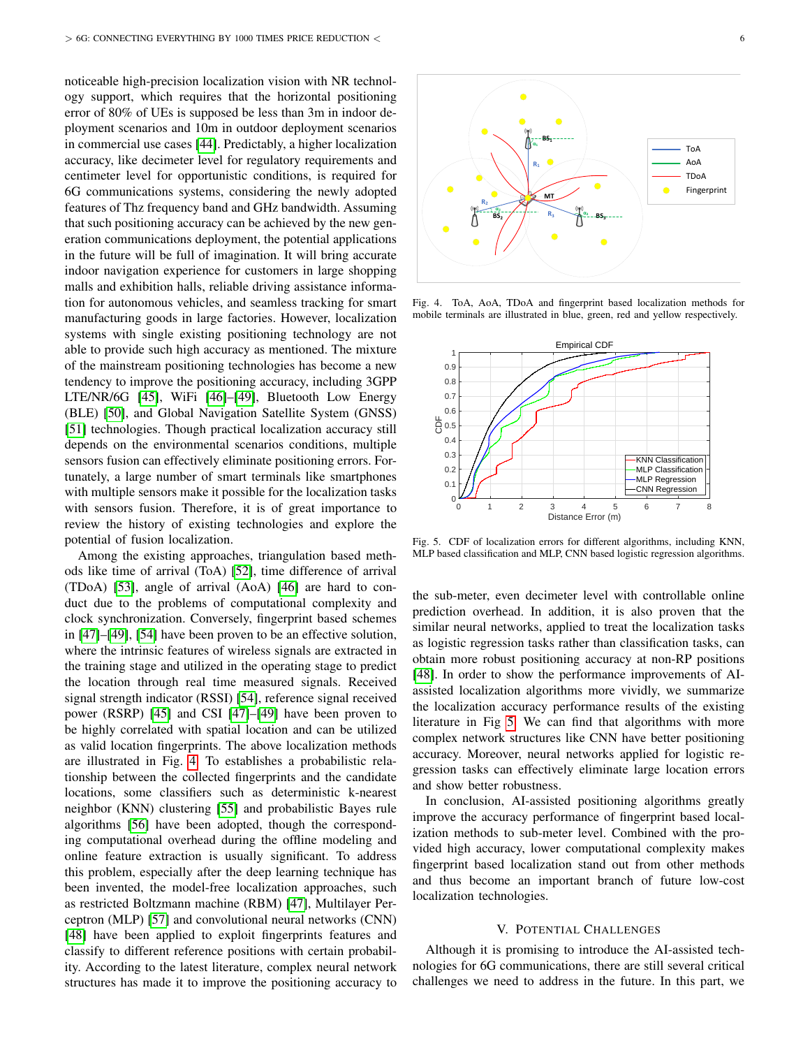noticeable high-precision localization vision with NR technology support, which requires that the horizontal positioning error of 80% of UEs is supposed be less than 3m in indoor deployment scenarios and 10m in outdoor deployment scenarios in commercial use cases [44]. Predictably, a higher localization accuracy, like decimeter level for regulatory requirements and centimeter level for opportunistic conditions, is required for 6G communications systems, considering the newly adopted features of Thz frequency band and GHz bandwidth. Assuming that such positioning accuracy can be achieved by the new generation communications deployment, the potential applications in the future will be full of imagination. It will bring accurate indoor navigation experience for customers in large shopping malls and exhibition halls, reliable driving assistance information for autonomous vehicles, and seamless tracking for smart manufacturing goods in large factories. However, localization systems with single existing positioning technology are not able to provide such high accuracy as mentioned. The mixture of the mainstream positioning technologies has become a new tendency to improve the positioning accuracy, including 3GPP LTE/NR/6G [45], WiFi [46]–[49], Bluetooth Low Energy (BLE) [50], and Global Navigation Satellite System (GNSS) [51] technologies. Though practical localization accuracy still depends on the environmental scenarios conditions, multiple sensors fusion can effectively eliminate positioning errors. Fortunately, a large number of smart terminals like smartphones with multiple sensors make it possible for the localization tasks with sensors fusion. Therefore, it is of great importance to review the history of existing technologies and explore the potential of fusion localization.

Among the existing approaches, triangulation based methods like time of arrival (ToA) [52], time difference of arrival (TDoA) [53], angle of arrival (AoA) [46] are hard to conduct due to the problems of computational complexity and clock synchronization. Conversely, fingerprint based schemes in [47]–[49], [54] have been proven to be an effective solution, where the intrinsic features of wireless signals are extracted in the training stage and utilized in the operating stage to predict the location through real time measured signals. Received signal strength indicator (RSSI) [54], reference signal received power (RSRP) [45] and CSI [47]–[49] have been proven to be highly correlated with spatial location and can be utilized as valid location fingerprints. The above localization methods are illustrated in Fig. 4. To establishes a probabilistic relationship between the collected fingerprints and the candidate locations, some classifiers such as deterministic k-nearest neighbor (KNN) clustering [55] and probabilistic Bayes rule algorithms [56] have been adopted, though the corresponding computational overhead during the offline modeling and online feature extraction is usually significant. To address this problem, especially after the deep learning technique has been invented, the model-free localization approaches, such as restricted Boltzmann machine (RBM) [47], Multilayer Perceptron (MLP) [57] and convolutional neural networks (CNN) [48] have been applied to exploit fingerprints features and classify to different reference positions with certain probability. According to the latest literature, complex neural network structures has made it to improve the positioning accuracy to

Fig. 4. ToA, AoA, TDoA and fingerprint based localization methods for mobile terminals are illustrated in blue, green, red and yellow respectively.

Fig. 5. CDF of localization errors for different algorithms, including KNN, MLP based classification and MLP, CNN based logistic regression algorithms.

the sub-meter, even decimeter level with controllable online prediction overhead. In addition, it is also proven that the similar neural networks, applied to treat the localization tasks as logistic regression tasks rather than classification tasks, can obtain more robust positioning accuracy at non-RP positions [48]. In order to show the performance improvements of AI-assisted localization algorithms more vividly, we summarize the localization accuracy performance results of the existing literature in Fig 5. We can find that algorithms with more complex network structures like CNN have better positioning accuracy. Moreover, neural networks applied for logistic regression tasks can effectively eliminate large location errors and show better robustness.

In conclusion, AI-assisted positioning algorithms greatly improve the accuracy performance of fingerprint based localization methods to sub-meter level. Combined with the provided high accuracy, lower computational complexity makes fingerprint based localization stand out from other methods and thus become an important branch of future low-cost localization technologies.

## V. Potential Challenges

Although it is promising to introduce the AI-assisted technologies for 6G communications, there are still several critical challenges we need to address in the future. In this part, we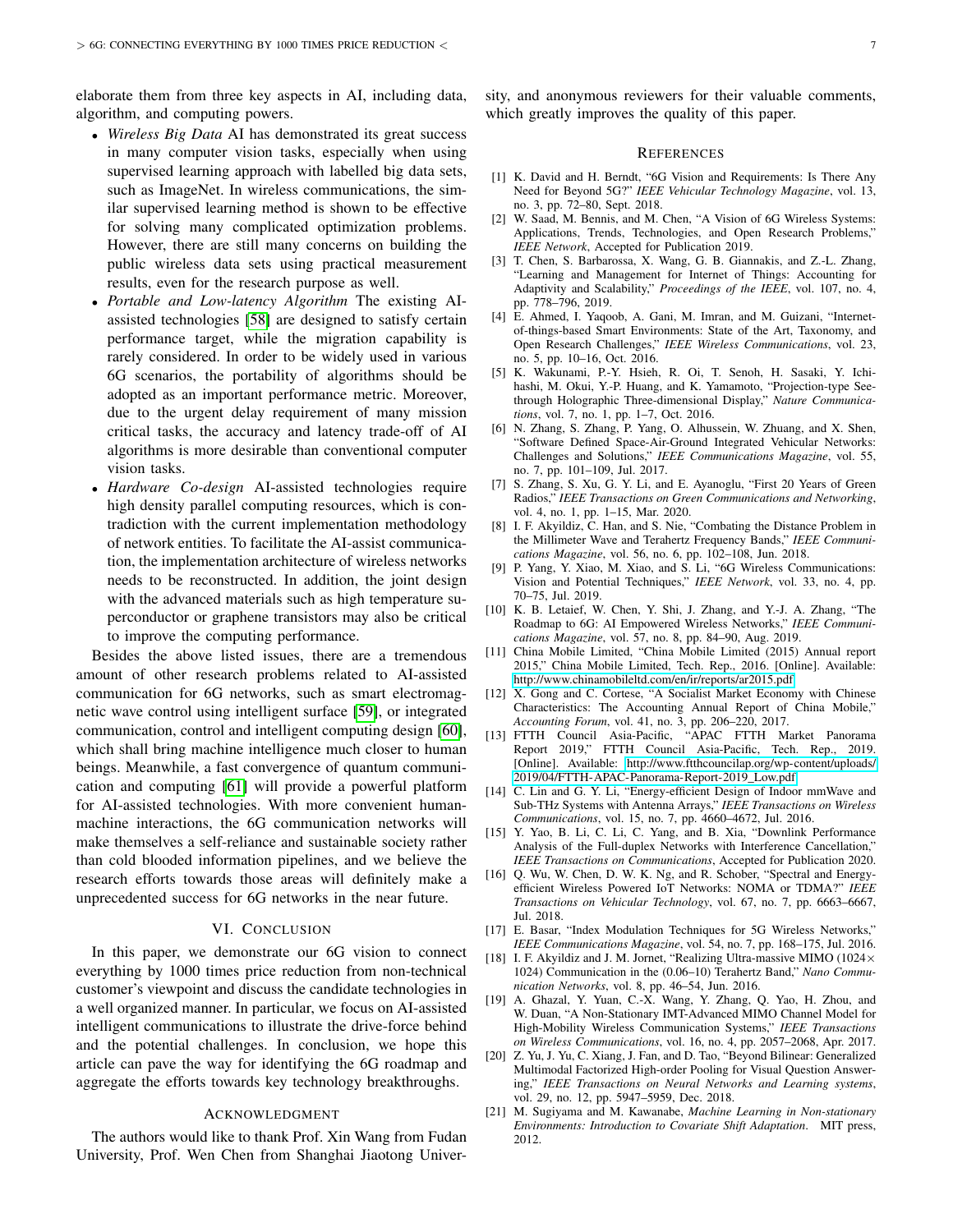elaborate them from three key aspects in AI, including data, algorithm, and computing powers.

- *Wireless Big Data* AI has demonstrated its great success in many computer vision tasks, especially when using supervised learning approach with labelled big data sets, such as ImageNet. In wireless communications, the similar supervised learning method is shown to be effective for solving many complicated optimization problems. However, there are still many concerns on building the public wireless data sets using practical measurement results, even for the research purpose as well.
- *Portable and Low-latency Algorithm* The existing AI-assisted technologies [58] are designed to satisfy certain performance target, while the migration capability is rarely considered. In order to be widely used in various 6G scenarios, the portability of algorithms should be adopted as an important performance metric. Moreover, due to the urgent delay requirement of many mission critical tasks, the accuracy and latency trade-off of AI algorithms is more desirable than conventional computer vision tasks.
- *Hardware Co-design* AI-assisted technologies require high density parallel computing resources, which is contradiction with the current implementation methodology of network entities. To facilitate the AI-assist communication, the implementation architecture of wireless networks needs to be reconstructed. In addition, the joint design with the advanced materials such as high temperature superconductor or graphene transistors may also be critical to improve the computing performance.

Besides the above listed issues, there are a tremendous amount of other research problems related to AI-assisted communication for 6G networks, such as smart electromagnetic wave control using intelligent surface [59], or integrated communication, control and intelligent computing design [60], which shall bring machine intelligence much closer to human beings. Meanwhile, a fast convergence of quantum communication and computing [61] will provide a powerful platform for AI-assisted technologies. With more convenient human-machine interactions, the 6G communication networks will make themselves a self-reliance and sustainable society rather than cold blooded information pipelines, and we believe the research efforts towards those areas will definitely make a unprecedented success for 6G networks in the near future.

## VI. Conclusion

In this paper, we demonstrate our 6G vision to connect everything by 1000 times price reduction from non-technical customer's viewpoint and discuss the candidate technologies in a well organized manner. In particular, we focus on AI-assisted intelligent communications to illustrate the drive-force behind and the potential challenges. In conclusion, we hope this article can pave the way for identifying the 6G roadmap and aggregate the efforts towards key technology breakthroughs.

## Acknowledgment

The authors would like to thank Prof. Xin Wang from Fudan University, Prof. Wen Chen from Shanghai Jiaotong University, and anonymous reviewers for their valuable comments, which greatly improves the quality of this paper.

## References

[1] K. David and H. Berndt, "6G Vision and Requirements: Is There Any Need for Beyond 5G?" *IEEE Vehicular Technology Magazine*, vol. 13, no. 3, pp. 72–80, Sept. 2018.

[2] W. Saad, M. Bennis, and M. Chen, "A Vision of 6G Wireless Systems: Applications, Trends, Technologies, and Open Research Problems," *IEEE Network*, Accepted for Publication 2019.

[3] T. Chen, S. Barbarossa, X. Wang, G. B. Giannakis, and Z.-L. Zhang, "Learning and Management for Internet of Things: Accounting for Adaptivity and Scalability," *Proceedings of the IEEE*, vol. 107, no. 4, pp. 778–796, 2019.

[4] E. Ahmed, I. Yaqoob, A. Gani, M. Imran, and M. Guizani, "Internet-of-things-based Smart Environments: State of the Art, Taxonomy, and Open Research Challenges," *IEEE Wireless Communications*, vol. 23, no. 5, pp. 10–16, Oct. 2016.

[5] K. Wakunami, P.-Y. Hsieh, R. Oi, T. Senoh, H. Sasaki, Y. Ichihashi, M. Okui, Y.-P. Huang, and K. Yamamoto, "Projection-type See-through Holographic Three-dimensional Display," *Nature Communications*, vol. 7, no. 1, pp. 1–7, Oct. 2016.

[6] N. Zhang, S. Zhang, P. Yang, O. Alhussein, W. Zhuang, and X. Shen, "Software Defined Space-Air-Ground Integrated Vehicular Networks: Challenges and Solutions," *IEEE Communications Magazine*, vol. 55, no. 7, pp. 101–109, Jul. 2017.

[7] S. Zhang, S. Xu, G. Y. Li, and E. Ayanoglu, "First 20 Years of Green Radios," *IEEE Transactions on Green Communications and Networking*, vol. 4, no. 1, pp. 1–15, Mar. 2020.

[8] I. F. Akyildiz, C. Han, and S. Nie, "Combating the Distance Problem in the Millimeter Wave and Terahertz Frequency Bands," *IEEE Communications Magazine*, vol. 56, no. 6, pp. 102–108, Jun. 2018.

[9] P. Yang, Y. Xiao, M. Xiao, and S. Li, "6G Wireless Communications: Vision and Potential Techniques," *IEEE Network*, vol. 33, no. 4, pp. 70–75, Jul. 2019.

[10] K. B. Letaief, W. Chen, Y. Shi, J. Zhang, and Y.-J. A. Zhang, "The Roadmap to 6G: AI Empowered Wireless Networks," *IEEE Communications Magazine*, vol. 57, no. 8, pp. 84–90, Aug. 2019.

[11] China Mobile Limited, "China Mobile Limited (2015) Annual report 2015," China Mobile Limited, Tech. Rep., 2016. [Online]. Available: http://www.chinamobileltd.com/en/ir/reports/ar2015.pdf

[12] X. Gong and C. Cortese, "A Socialist Market Economy with Chinese Characteristics: The Accounting Annual Report of China Mobile," *Accounting Forum*, vol. 41, no. 3, pp. 206–220, 2017.

[13] FTTH Council Asia-Pacific, "APAC FTTH Market Panorama Report 2019," FTTH Council Asia-Pacific, Tech. Rep., 2019. [Online]. Available: http://www.ftthcouncilap.org/wp-content/uploads/2019/04/FTTH-APAC-Panorama-Report-2019_Low.pdf

[14] C. Lin and G. Y. Li, "Energy-efficient Design of Indoor mmWave and Sub-THz Systems with Antenna Arrays," *IEEE Transactions on Wireless Communications*, vol. 15, no. 7, pp. 4660–4672, Jul. 2016.

[15] Y. Yao, B. Li, C. Li, C. Yang, and B. Xia, "Downlink Performance Analysis of the Full-duplex Networks with Interference Cancellation," *IEEE Transactions on Communications*, Accepted for Publication 2020.

[16] Q. Wu, W. Chen, D. W. K. Ng, and R. Schober, "Spectral and Energy-efficient Wireless Powered IoT Networks: NOMA or TDMA?" *IEEE Transactions on Vehicular Technology*, vol. 67, no. 7, pp. 6663–6667, Jul. 2018.

[17] E. Basar, "Index Modulation Techniques for 5G Wireless Networks," *IEEE Communications Magazine*, vol. 54, no. 7, pp. 168–175, Jul. 2016.

[18] I. F. Akyildiz and J. M. Jornet, "Realizing Ultra-massive MIMO ($1024\times1024$) Communication in the (0.06–10) Terahertz Band," *Nano Communication Networks*, vol. 8, pp. 46–54, Jun. 2016.

[19] A. Ghazal, Y. Yuan, C.-X. Wang, Y. Zhang, Q. Yao, H. Zhou, and W. Duan, "A Non-Stationary IMT-Advanced MIMO Channel Model for High-Mobility Wireless Communication Systems," *IEEE Transactions on Wireless Communications*, vol. 16, no. 4, pp. 2057–2068, Apr. 2017.

[20] Z. Yu, J. Yu, C. Xiang, J. Fan, and D. Tao, "Beyond Bilinear: Generalized Multimodal Factorized High-order Pooling for Visual Question Answering," *IEEE Transactions on Neural Networks and Learning systems*, vol. 29, no. 12, pp. 5947–5959, Dec. 2018.

[21] M. Sugiyama and M. Kawanabe, *Machine Learning in Non-stationary Environments: Introduction to Covariate Shift Adaptation*. MIT press, 2012.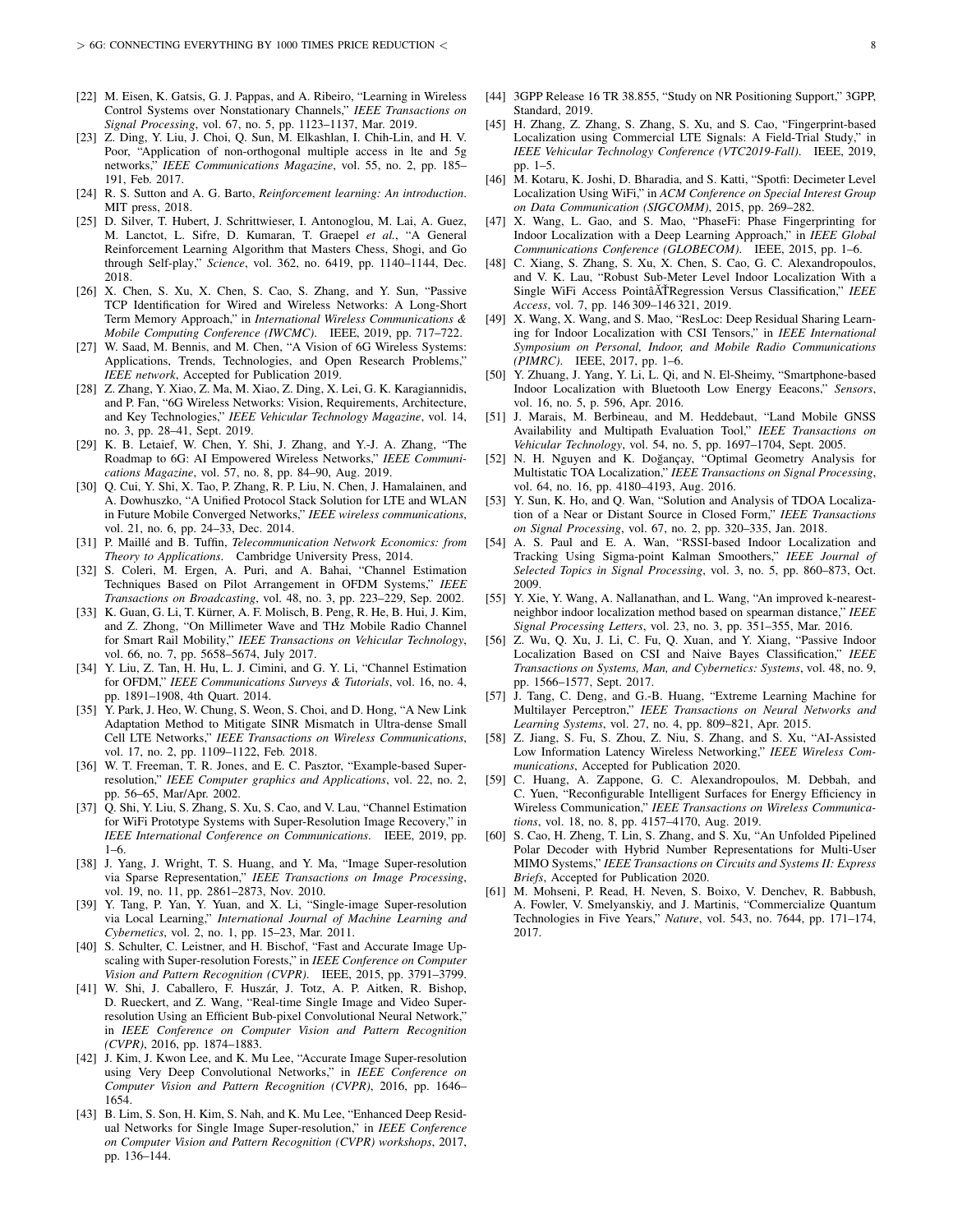[22] M. Eisen, K. Gatsis, G. J. Pappas, and A. Ribeiro, "Learning in Wireless Control Systems over Nonstationary Channels," *IEEE Transactions on Signal Processing*, vol. 67, no. 5, pp. 1123–1137, Mar. 2019.

[23] Z. Ding, Y. Liu, J. Choi, Q. Sun, M. Elkashlan, I. Chih-Lin, and H. V. Poor, "Application of non-orthogonal multiple access in lte and 5g networks," *IEEE Communications Magazine*, vol. 55, no. 2, pp. 185–191, Feb. 2017.

[24] R. S. Sutton and A. G. Barto, *Reinforcement learning: An introduction*. MIT press, 2018.

[25] D. Silver, T. Hubert, J. Schrittwieser, I. Antonoglou, M. Lai, A. Guez, M. Lanctot, L. Sifre, D. Kumaran, T. Graepel *et al.*, "A General Reinforcement Learning Algorithm that Masters Chess, Shogi, and Go through Self-play," *Science*, vol. 362, no. 6419, pp. 1140–1144, Dec. 2018.

[26] X. Chen, S. Xu, X. Chen, S. Cao, S. Zhang, and Y. Sun, "Passive TCP Identification for Wired and Wireless Networks: A Long-Short Term Memory Approach," in *International Wireless Communications & Mobile Computing Conference (IWCMC)*. IEEE, 2019, pp. 717–722.

[27] W. Saad, M. Bennis, and M. Chen, "A Vision of 6G Wireless Systems: Applications, Trends, Technologies, and Open Research Problems," *IEEE network*, Accepted for Publication 2019.

[28] Z. Zhang, Y. Xiao, Z. Ma, M. Xiao, Z. Ding, X. Lei, G. K. Karagiannidis, and P. Fan, "6G Wireless Networks: Vision, Requirements, Architecture, and Key Technologies," *IEEE Vehicular Technology Magazine*, vol. 14, no. 3, pp. 28–41, Sept. 2019.

[29] K. B. Letaief, W. Chen, Y. Shi, J. Zhang, and Y.-J. A. Zhang, "The Roadmap to 6G: AI Empowered Wireless Networks," *IEEE Communications Magazine*, vol. 57, no. 8, pp. 84–90, Aug. 2019.

[30] Q. Cui, Y. Shi, X. Tao, P. Zhang, R. P. Liu, N. Chen, J. Hamalainen, and A. Dowhuszko, "A Unified Protocol Stack Solution for LTE and WLAN in Future Mobile Converged Networks," *IEEE wireless communications*, vol. 21, no. 6, pp. 24–33, Dec. 2014.

[31] P. Maillé and B. Tuffin, *Telecommunication Network Economics: from Theory to Applications*. Cambridge University Press, 2014.

[32] S. Coleri, M. Ergen, A. Puri, and A. Bahai, "Channel Estimation Techniques Based on Pilot Arrangement in OFDM Systems," *IEEE Transactions on Broadcasting*, vol. 48, no. 3, pp. 223–229, Sep. 2002.

[33] K. Guan, G. Li, T. Kürner, A. F. Molisch, B. Peng, R. He, B. Hui, J. Kim, and Z. Zhong, "On Millimeter Wave and THz Mobile Radio Channel for Smart Rail Mobility," *IEEE Transactions on Vehicular Technology*, vol. 66, no. 7, pp. 5658–5674, July 2017.

[34] Y. Liu, Z. Tan, H. Hu, L. J. Cimini, and G. Y. Li, "Channel Estimation for OFDM," *IEEE Communications Surveys & Tutorials*, vol. 16, no. 4, pp. 1891–1908, 4th Quart. 2014.

[35] Y. Park, J. Heo, W. Chung, S. Weon, S. Choi, and D. Hong, "A New Link Adaptation Method to Mitigate SINR Mismatch in Ultra-dense Small Cell LTE Networks," *IEEE Transactions on Wireless Communications*, vol. 17, no. 2, pp. 1109–1122, Feb. 2018.

[36] W. T. Freeman, T. R. Jones, and E. C. Pasztor, "Example-based Super-resolution," *IEEE Computer graphics and Applications*, vol. 22, no. 2, pp. 56–65, Mar/Apr. 2002.

[37] Q. Shi, Y. Liu, S. Zhang, S. Xu, S. Cao, and V. Lau, "Channel Estimation for WiFi Prototype Systems with Super-Resolution Image Recovery," in *IEEE International Conference on Communications*. IEEE, 2019, pp. 1–6.

[38] J. Yang, J. Wright, T. S. Huang, and Y. Ma, "Image Super-resolution via Sparse Representation," *IEEE Transactions on Image Processing*, vol. 19, no. 11, pp. 2861–2873, Nov. 2010.

[39] Y. Tang, P. Yan, Y. Yuan, and X. Li, "Single-image Super-resolution via Local Learning," *International Journal of Machine Learning and Cybernetics*, vol. 2, no. 1, pp. 15–23, Mar. 2011.

[40] S. Schulter, C. Leistner, and H. Bischof, "Fast and Accurate Image Upscaling with Super-resolution Forests," in *IEEE Conference on Computer Vision and Pattern Recognition (CVPR)*. IEEE, 2015, pp. 3791–3799.

[41] W. Shi, J. Caballero, F. Huszár, J. Totz, A. P. Aitken, R. Bishop, D. Rueckert, and Z. Wang, "Real-time Single Image and Video Super-resolution Using an Efficient Bub-pixel Convolutional Neural Network," in *IEEE Conference on Computer Vision and Pattern Recognition (CVPR)*, 2016, pp. 1874–1883.

[42] J. Kim, J. Kwon Lee, and K. Mu Lee, "Accurate Image Super-resolution using Very Deep Convolutional Networks," in *IEEE Conference on Computer Vision and Pattern Recognition (CVPR)*, 2016, pp. 1646–1654.

[43] B. Lim, S. Son, H. Kim, S. Nah, and K. Mu Lee, "Enhanced Deep Residual Networks for Single Image Super-resolution," in *IEEE Conference on Computer Vision and Pattern Recognition (CVPR) workshops*, 2017, pp. 136–144.

[44] 3GPP Release 16 TR 38.855, "Study on NR Positioning Support," 3GPP, Standard, 2019.

[45] H. Zhang, Z. Zhang, S. Zhang, S. Xu, and S. Cao, "Fingerprint-based Localization using Commercial LTE Signals: A Field-Trial Study," in *IEEE Vehicular Technology Conference (VTC2019-Fall)*. IEEE, 2019, pp. 1–5.

[46] M. Kotaru, K. Joshi, D. Bharadia, and S. Katti, "Spotfi: Decimeter Level Localization Using WiFi," in *ACM Conference on Special Interest Group on Data Communication (SIGCOMM)*, 2015, pp. 269–282.

[47] X. Wang, L. Gao, and S. Mao, "PhaseFi: Phase Fingerprinting for Indoor Localization with a Deep Learning Approach," in *IEEE Global Communications Conference (GLOBECOM)*. IEEE, 2015, pp. 1–6.

[48] C. Xiang, S. Zhang, S. Xu, X. Chen, S. Cao, G. C. Alexandropoulos, and V. K. Lau, "Robust Sub-Meter Level Indoor Localization With a Single WiFi Access PointâĂŤRegression Versus Classification," *IEEE Access*, vol. 7, pp. 146 309–146 321, 2019.

[49] X. Wang, X. Wang, and S. Mao, "ResLoc: Deep Residual Sharing Learning for Indoor Localization with CSI Tensors," in *IEEE International Symposium on Personal, Indoor, and Mobile Radio Communications (PIMRC)*. IEEE, 2017, pp. 1–6.

[50] Y. Zhuang, J. Yang, Y. Li, L. Qi, and N. El-Sheimy, "Smartphone-based Indoor Localization with Bluetooth Low Energy Eeacons," *Sensors*, vol. 16, no. 5, p. 596, Apr. 2016.

[51] J. Marais, M. Berbineau, and M. Heddebaut, "Land Mobile GNSS Availability and Multipath Evaluation Tool," *IEEE Transactions on Vehicular Technology*, vol. 54, no. 5, pp. 1697–1704, Sept. 2005.

[52] N. H. Nguyen and K. Doğançay, "Optimal Geometry Analysis for Multistatic TOA Localization," *IEEE Transactions on Signal Processing*, vol. 64, no. 16, pp. 4180–4193, Aug. 2016.

[53] Y. Sun, K. Ho, and Q. Wan, "Solution and Analysis of TDOA Localization of a Near or Distant Source in Closed Form," *IEEE Transactions on Signal Processing*, vol. 67, no. 2, pp. 320–335, Jan. 2018.

[54] A. S. Paul and E. A. Wan, "RSSI-based Indoor Localization and Tracking Using Sigma-point Kalman Smoothers," *IEEE Journal of Selected Topics in Signal Processing*, vol. 3, no. 5, pp. 860–873, Oct. 2009.

[55] Y. Xie, Y. Wang, A. Nallanathan, and L. Wang, "An improved k-nearest-neighbor indoor localization method based on spearman distance," *IEEE Signal Processing Letters*, vol. 23, no. 3, pp. 351–355, Mar. 2016.

[56] Z. Wu, Q. Xu, J. Li, C. Fu, Q. Xuan, and Y. Xiang, "Passive Indoor Localization Based on CSI and Naive Bayes Classification," *IEEE Transactions on Systems, Man, and Cybernetics: Systems*, vol. 48, no. 9, pp. 1566–1577, Sept. 2017.

[57] J. Tang, C. Deng, and G.-B. Huang, "Extreme Learning Machine for Multilayer Perceptron," *IEEE Transactions on Neural Networks and Learning Systems*, vol. 27, no. 4, pp. 809–821, Apr. 2015.

[58] Z. Jiang, S. Fu, S. Zhou, Z. Niu, S. Zhang, and S. Xu, "AI-Assisted Low Information Latency Wireless Networking," *IEEE Wireless Communications*, Accepted for Publication 2020.

[59] C. Huang, A. Zappone, G. C. Alexandropoulos, M. Debbah, and C. Yuen, "Reconfigurable Intelligent Surfaces for Energy Efficiency in Wireless Communication," *IEEE Transactions on Wireless Communications*, vol. 18, no. 8, pp. 4157–4170, Aug. 2019.

[60] S. Cao, H. Zheng, T. Lin, S. Zhang, and S. Xu, "An Unfolded Pipelined Polar Decoder with Hybrid Number Representations for Multi-User MIMO Systems," *IEEE Transactions on Circuits and Systems II: Express Briefs*, Accepted for Publication 2020.

[61] M. Mohseni, P. Read, H. Neven, S. Boixo, V. Denchev, R. Babbush, A. Fowler, V. Smelyanskiy, and J. Martinis, "Commercialize Quantum Technologies in Five Years," *Nature*, vol. 543, no. 7644, pp. 171–174, 2017.